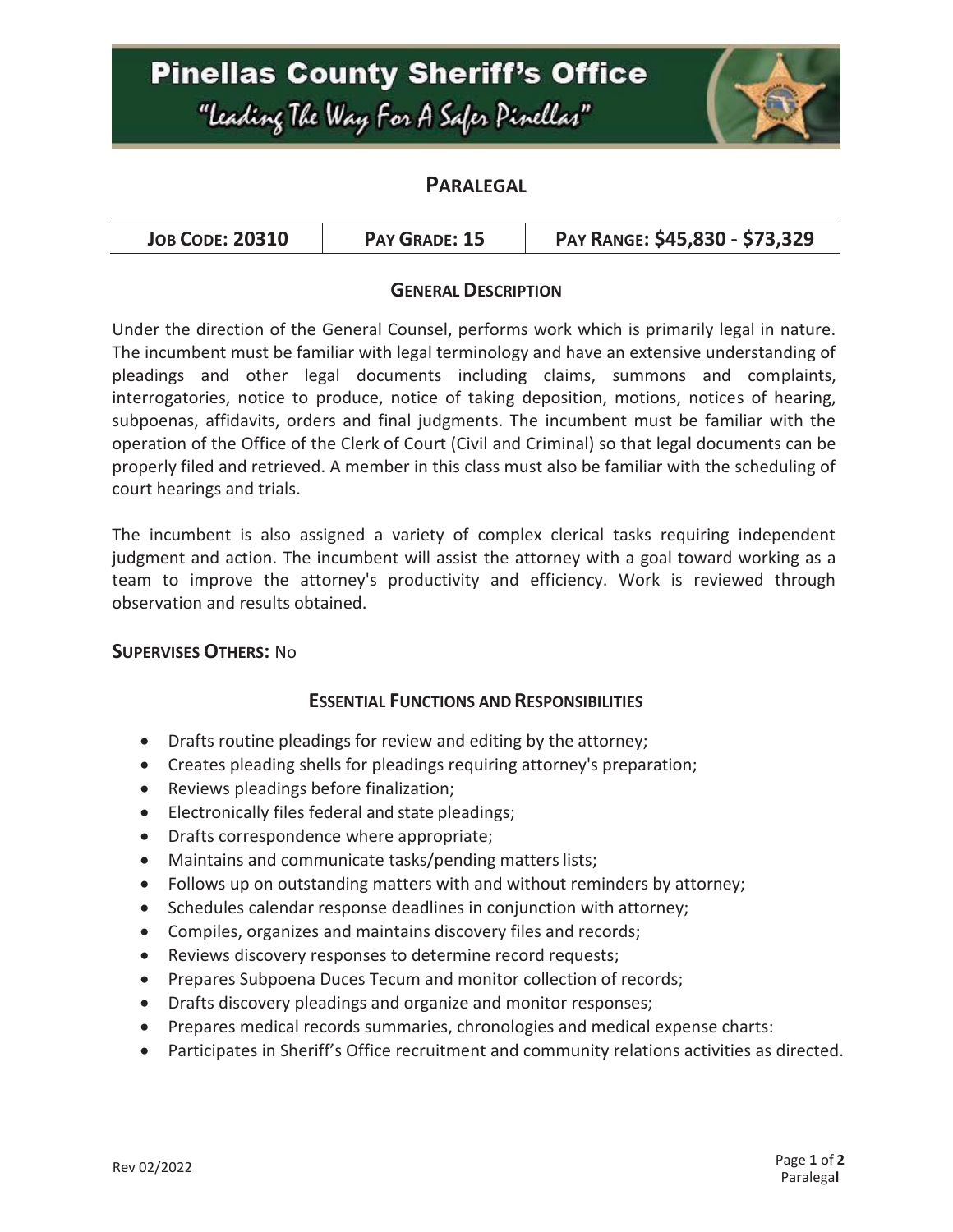# Pinellas County Sheriff's Office

"Leading The Way For A Safer Pinellas"

## PARALEGAL

| JOB CODE: 20310 | PAY GRADE: 15 | PAY RANGE: $45,830 - $73,329 |
| --- | --- | --- |

### GENERAL DESCRIPTION

Under the direction of the General Counsel, performs work which is primarily legal in nature. The incumbent must be familiar with legal terminology and have an extensive understanding of pleadings and other legal documents including claims, summons and complaints, interrogatories, notice to produce, notice of taking deposition, motions, notices of hearing, subpoenas, affidavits, orders and final judgments. The incumbent must be familiar with the operation of the Office of the Clerk of Court (Civil and Criminal) so that legal documents can be properly filed and retrieved. A member in this class must also be familiar with the scheduling of court hearings and trials.

The incumbent is also assigned a variety of complex clerical tasks requiring independent judgment and action. The incumbent will assist the attorney with a goal toward working as a team to improve the attorney's productivity and efficiency. Work is reviewed through observation and results obtained.

**SUPERVISES OTHERS:** No

### ESSENTIAL FUNCTIONS AND RESPONSIBILITIES

- Drafts routine pleadings for review and editing by the attorney;
- Creates pleading shells for pleadings requiring attorney's preparation;
- Reviews pleadings before finalization;
- Electronically files federal and state pleadings;
- Drafts correspondence where appropriate;
- Maintains and communicate tasks/pending matters lists;
- Follows up on outstanding matters with and without reminders by attorney;
- Schedules calendar response deadlines in conjunction with attorney;
- Compiles, organizes and maintains discovery files and records;
- Reviews discovery responses to determine record requests;
- Prepares Subpoena Duces Tecum and monitor collection of records;
- Drafts discovery pleadings and organize and monitor responses;
- Prepares medical records summaries, chronologies and medical expense charts:
- Participates in Sheriff's Office recruitment and community relations activities as directed.

Rev 02/2022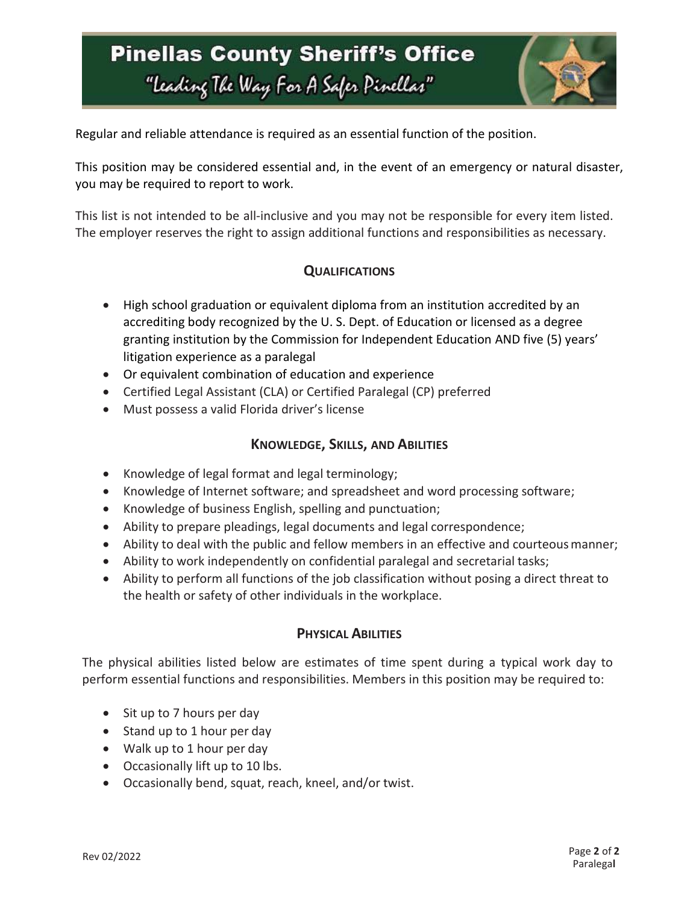Regular and reliable attendance is required as an essential function of the position.

This position may be considered essential and, in the event of an emergency or natural disaster, you may be required to report to work.

This list is not intended to be all-inclusive and you may not be responsible for every item listed. The employer reserves the right to assign additional functions and responsibilities as necessary.

## QUALIFICATIONS

- High school graduation or equivalent diploma from an institution accredited by an accrediting body recognized by the U. S. Dept. of Education or licensed as a degree granting institution by the Commission for Independent Education AND five (5) years' litigation experience as a paralegal
- Or equivalent combination of education and experience
- Certified Legal Assistant (CLA) or Certified Paralegal (CP) preferred
- Must possess a valid Florida driver's license

## KNOWLEDGE, SKILLS, AND ABILITIES

- Knowledge of legal format and legal terminology;
- Knowledge of Internet software; and spreadsheet and word processing software;
- Knowledge of business English, spelling and punctuation;
- Ability to prepare pleadings, legal documents and legal correspondence;
- Ability to deal with the public and fellow members in an effective and courteous manner;
- Ability to work independently on confidential paralegal and secretarial tasks;
- Ability to perform all functions of the job classification without posing a direct threat to the health or safety of other individuals in the workplace.

## PHYSICAL ABILITIES

The physical abilities listed below are estimates of time spent during a typical work day to perform essential functions and responsibilities. Members in this position may be required to:

- Sit up to 7 hours per day
- Stand up to 1 hour per day
- Walk up to 1 hour per day
- Occasionally lift up to 10 lbs.
- Occasionally bend, squat, reach, kneel, and/or twist.

Rev 02/2022